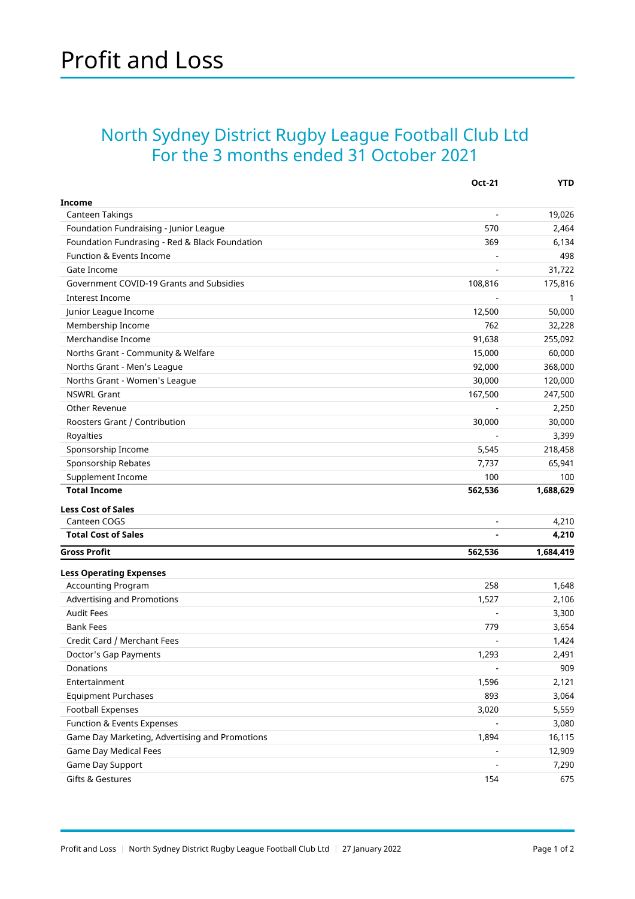# Profit and Loss

## North Sydney District Rugby League Football Club Ltd
## For the 3 months ended 31 October 2021

| | Oct-21 | YTD |
|---|---|---|
| **Income** | | |
| Canteen Takings | - | 19,026 |
| Foundation Fundraising - Junior League | 570 | 2,464 |
| Foundation Fundrasing - Red & Black Foundation | 369 | 6,134 |
| Function & Events Income | - | 498 |
| Gate Income | - | 31,722 |
| Government COVID-19 Grants and Subsidies | 108,816 | 175,816 |
| Interest Income | - | 1 |
| Junior League Income | 12,500 | 50,000 |
| Membership Income | 762 | 32,228 |
| Merchandise Income | 91,638 | 255,092 |
| Norths Grant - Community & Welfare | 15,000 | 60,000 |
| Norths Grant - Men's League | 92,000 | 368,000 |
| Norths Grant - Women's League | 30,000 | 120,000 |
| NSWRL Grant | 167,500 | 247,500 |
| Other Revenue | - | 2,250 |
| Roosters Grant / Contribution | 30,000 | 30,000 |
| Royalties | - | 3,399 |
| Sponsorship Income | 5,545 | 218,458 |
| Sponsorship Rebates | 7,737 | 65,941 |
| Supplement Income | 100 | 100 |
| **Total Income** | **562,536** | **1,688,629** |
| **Less Cost of Sales** | | |
| Canteen COGS | - | 4,210 |
| **Total Cost of Sales** | **-** | **4,210** |
| **Gross Profit** | **562,536** | **1,684,419** |
| **Less Operating Expenses** | | |
| Accounting Program | 258 | 1,648 |
| Advertising and Promotions | 1,527 | 2,106 |
| Audit Fees | - | 3,300 |
| Bank Fees | 779 | 3,654 |
| Credit Card / Merchant Fees | - | 1,424 |
| Doctor's Gap Payments | 1,293 | 2,491 |
| Donations | - | 909 |
| Entertainment | 1,596 | 2,121 |
| Equipment Purchases | 893 | 3,064 |
| Football Expenses | 3,020 | 5,559 |
| Function & Events Expenses | - | 3,080 |
| Game Day Marketing, Advertising and Promotions | 1,894 | 16,115 |
| Game Day Medical Fees | - | 12,909 |
| Game Day Support | - | 7,290 |
| Gifts & Gestures | 154 | 675 |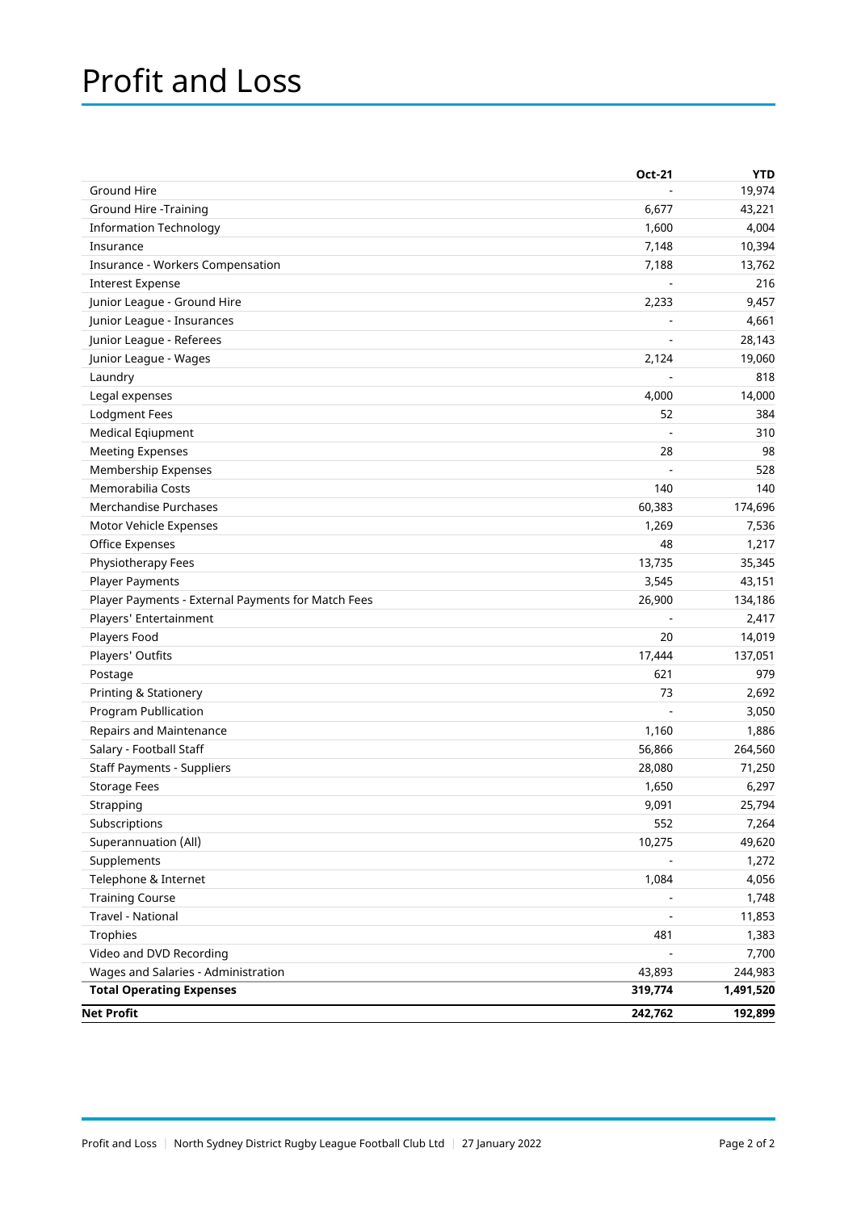# Profit and Loss

| | Oct-21 | YTD |
|---|---|---|
| Ground Hire | - | 19,974 |
| Ground Hire -Training | 6,677 | 43,221 |
| Information Technology | 1,600 | 4,004 |
| Insurance | 7,148 | 10,394 |
| Insurance - Workers Compensation | 7,188 | 13,762 |
| Interest Expense | - | 216 |
| Junior League - Ground Hire | 2,233 | 9,457 |
| Junior League - Insurances | - | 4,661 |
| Junior League - Referees | - | 28,143 |
| Junior League - Wages | 2,124 | 19,060 |
| Laundry | - | 818 |
| Legal expenses | 4,000 | 14,000 |
| Lodgment Fees | 52 | 384 |
| Medical Eqiupment | - | 310 |
| Meeting Expenses | 28 | 98 |
| Membership Expenses | - | 528 |
| Memorabilia Costs | 140 | 140 |
| Merchandise Purchases | 60,383 | 174,696 |
| Motor Vehicle Expenses | 1,269 | 7,536 |
| Office Expenses | 48 | 1,217 |
| Physiotherapy Fees | 13,735 | 35,345 |
| Player Payments | 3,545 | 43,151 |
| Player Payments - External Payments for Match Fees | 26,900 | 134,186 |
| Players' Entertainment | - | 2,417 |
| Players Food | 20 | 14,019 |
| Players' Outfits | 17,444 | 137,051 |
| Postage | 621 | 979 |
| Printing & Stationery | 73 | 2,692 |
| Program Publlication | - | 3,050 |
| Repairs and Maintenance | 1,160 | 1,886 |
| Salary - Football Staff | 56,866 | 264,560 |
| Staff Payments - Suppliers | 28,080 | 71,250 |
| Storage Fees | 1,650 | 6,297 |
| Strapping | 9,091 | 25,794 |
| Subscriptions | 552 | 7,264 |
| Superannuation (All) | 10,275 | 49,620 |
| Supplements | - | 1,272 |
| Telephone & Internet | 1,084 | 4,056 |
| Training Course | - | 1,748 |
| Travel - National | - | 11,853 |
| Trophies | 481 | 1,383 |
| Video and DVD Recording | - | 7,700 |
| Wages and Salaries - Administration | 43,893 | 244,983 |
| **Total Operating Expenses** | **319,774** | **1,491,520** |
| **Net Profit** | **242,762** | **192,899** |